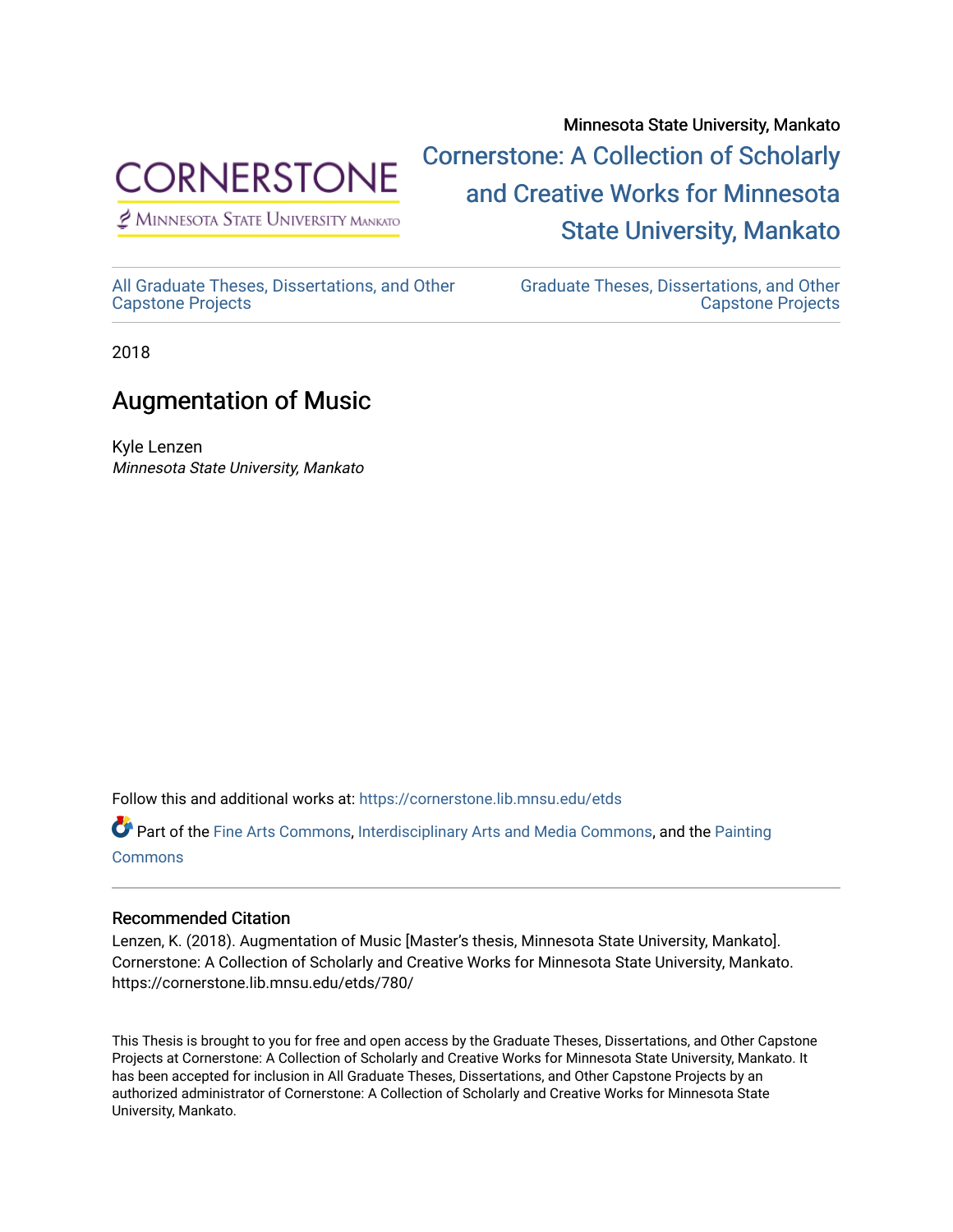Minnesota State University, Mankato

Cornerstone: A Collection of Scholarly and Creative Works for Minnesota State University, Mankato

All Graduate Theses, Dissertations, and Other Capstone Projects

Graduate Theses, Dissertations, and Other Capstone Projects

2018

# Augmentation of Music

Kyle Lenzen
*Minnesota State University, Mankato*

Follow this and additional works at: https://cornerstone.lib.mnsu.edu/etds

Part of the Fine Arts Commons, Interdisciplinary Arts and Media Commons, and the Painting Commons

### Recommended Citation

Lenzen, K. (2018). Augmentation of Music [Master's thesis, Minnesota State University, Mankato]. Cornerstone: A Collection of Scholarly and Creative Works for Minnesota State University, Mankato. https://cornerstone.lib.mnsu.edu/etds/780/

This Thesis is brought to you for free and open access by the Graduate Theses, Dissertations, and Other Capstone Projects at Cornerstone: A Collection of Scholarly and Creative Works for Minnesota State University, Mankato. It has been accepted for inclusion in All Graduate Theses, Dissertations, and Other Capstone Projects by an authorized administrator of Cornerstone: A Collection of Scholarly and Creative Works for Minnesota State University, Mankato.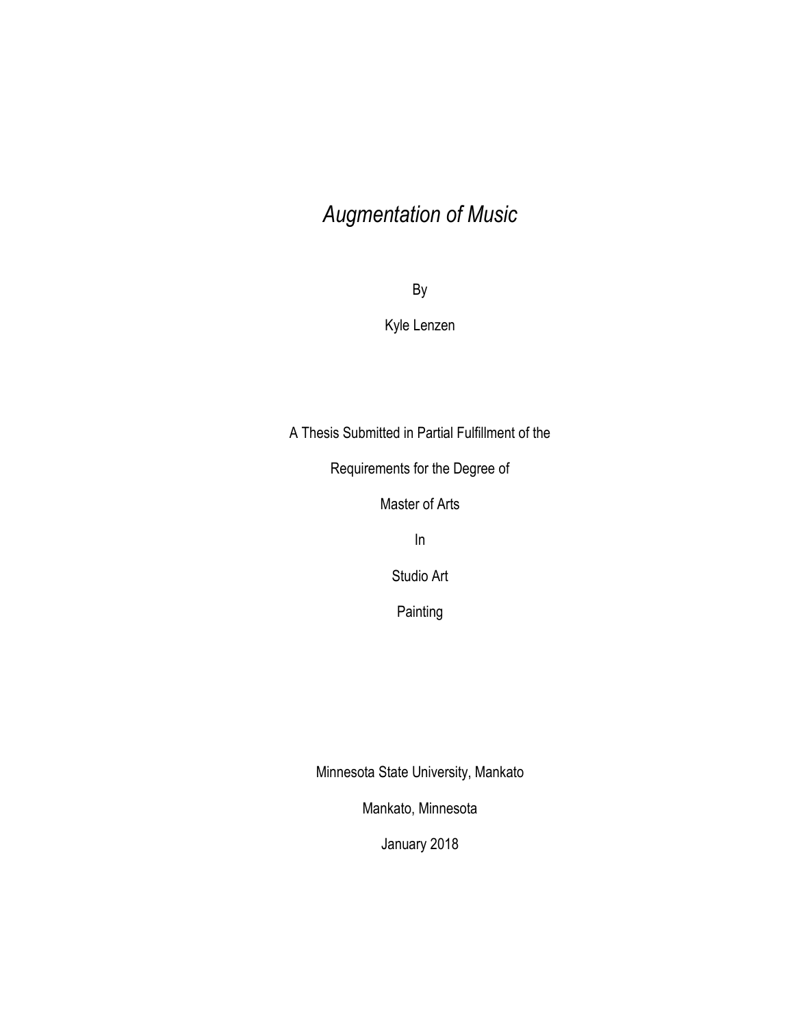# *Augmentation of Music*

By

Kyle Lenzen

A Thesis Submitted in Partial Fulfillment of the

Requirements for the Degree of

Master of Arts

In

Studio Art

Painting

Minnesota State University, Mankato

Mankato, Minnesota

January 2018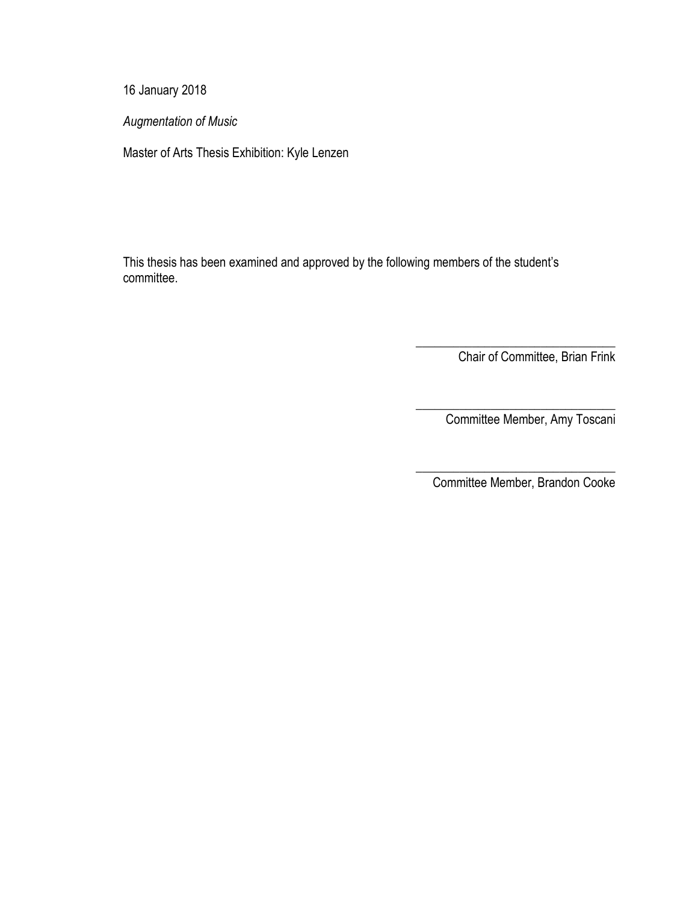16 January 2018

*Augmentation of Music*

Master of Arts Thesis Exhibition: Kyle Lenzen

This thesis has been examined and approved by the following members of the student's committee.

\_\_\_\_\_\_\_\_\_\_\_\_\_\_\_\_\_\_\_\_\_\_\_\_\_\_\_\_\_\_\_\_
Chair of Committee, Brian Frink

\_\_\_\_\_\_\_\_\_\_\_\_\_\_\_\_\_\_\_\_\_\_\_\_\_\_\_\_\_\_\_\_
Committee Member, Amy Toscani

\_\_\_\_\_\_\_\_\_\_\_\_\_\_\_\_\_\_\_\_\_\_\_\_\_\_\_\_\_\_\_\_
Committee Member, Brandon Cooke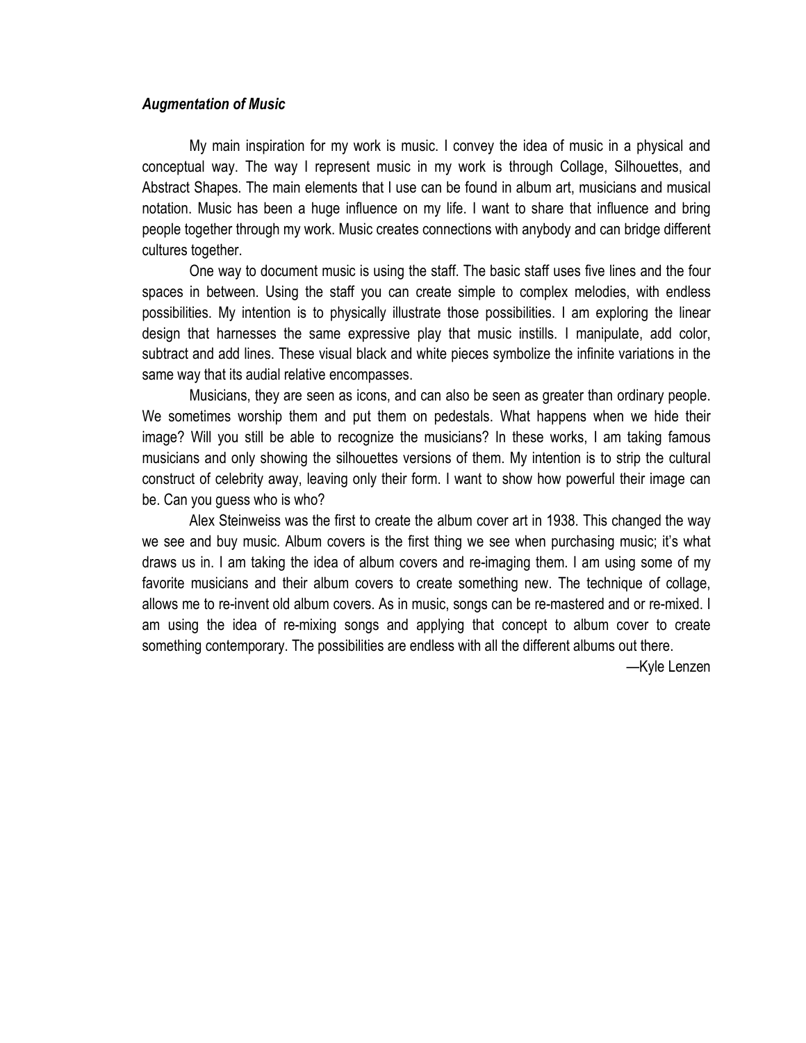***Augmentation of Music***

My main inspiration for my work is music. I convey the idea of music in a physical and conceptual way. The way I represent music in my work is through Collage, Silhouettes, and Abstract Shapes. The main elements that I use can be found in album art, musicians and musical notation. Music has been a huge influence on my life. I want to share that influence and bring people together through my work. Music creates connections with anybody and can bridge different cultures together.

One way to document music is using the staff. The basic staff uses five lines and the four spaces in between. Using the staff you can create simple to complex melodies, with endless possibilities. My intention is to physically illustrate those possibilities. I am exploring the linear design that harnesses the same expressive play that music instills. I manipulate, add color, subtract and add lines. These visual black and white pieces symbolize the infinite variations in the same way that its audial relative encompasses.

Musicians, they are seen as icons, and can also be seen as greater than ordinary people. We sometimes worship them and put them on pedestals. What happens when we hide their image? Will you still be able to recognize the musicians? In these works, I am taking famous musicians and only showing the silhouettes versions of them. My intention is to strip the cultural construct of celebrity away, leaving only their form. I want to show how powerful their image can be. Can you guess who is who?

Alex Steinweiss was the first to create the album cover art in 1938. This changed the way we see and buy music. Album covers is the first thing we see when purchasing music; it's what draws us in. I am taking the idea of album covers and re-imaging them. I am using some of my favorite musicians and their album covers to create something new. The technique of collage, allows me to re-invent old album covers. As in music, songs can be re-mastered and or re-mixed. I am using the idea of re-mixing songs and applying that concept to album cover to create something contemporary. The possibilities are endless with all the different albums out there.

—Kyle Lenzen